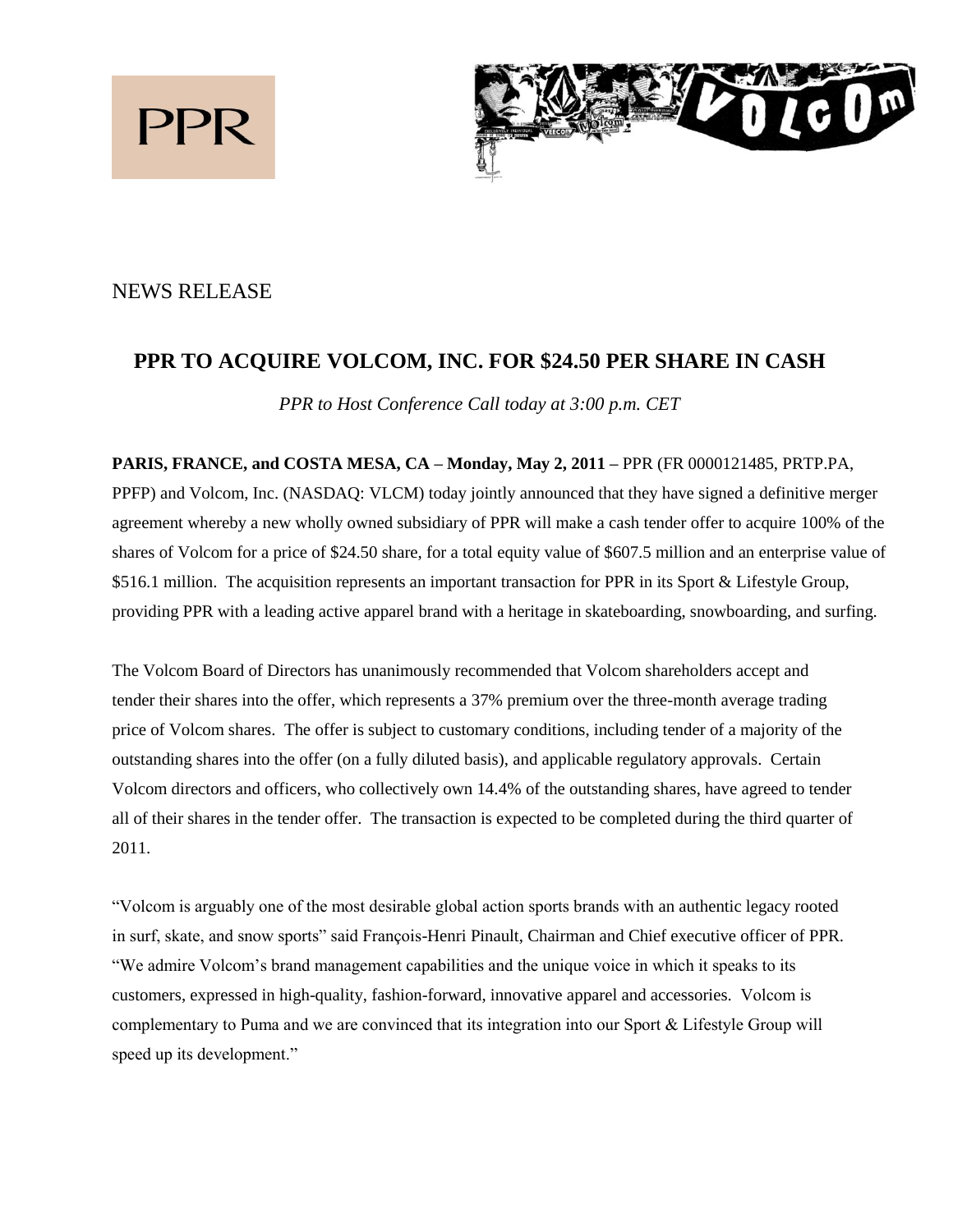PPR

NEWS RELEASE

# PPR TO ACQUIRE VOLCOM, INC. FOR $24.50 PER SHARE IN CASH

*PPR to Host Conference Call today at 3:00 p.m. CET*

**PARIS, FRANCE, and COSTA MESA, CA – Monday, May 2, 2011 –** PPR (FR 0000121485, PRTP.PA, PPFP) and Volcom, Inc. (NASDAQ: VLCM) today jointly announced that they have signed a definitive merger agreement whereby a new wholly owned subsidiary of PPR will make a cash tender offer to acquire 100% of the shares of Volcom for a price of $24.50 share, for a total equity value of $607.5 million and an enterprise value of $516.1 million. The acquisition represents an important transaction for PPR in its Sport & Lifestyle Group, providing PPR with a leading active apparel brand with a heritage in skateboarding, snowboarding, and surfing.

The Volcom Board of Directors has unanimously recommended that Volcom shareholders accept and tender their shares into the offer, which represents a 37% premium over the three-month average trading price of Volcom shares. The offer is subject to customary conditions, including tender of a majority of the outstanding shares into the offer (on a fully diluted basis), and applicable regulatory approvals. Certain Volcom directors and officers, who collectively own 14.4% of the outstanding shares, have agreed to tender all of their shares in the tender offer. The transaction is expected to be completed during the third quarter of 2011.

"Volcom is arguably one of the most desirable global action sports brands with an authentic legacy rooted in surf, skate, and snow sports" said François-Henri Pinault, Chairman and Chief executive officer of PPR. "We admire Volcom's brand management capabilities and the unique voice in which it speaks to its customers, expressed in high-quality, fashion-forward, innovative apparel and accessories. Volcom is complementary to Puma and we are convinced that its integration into our Sport & Lifestyle Group will speed up its development."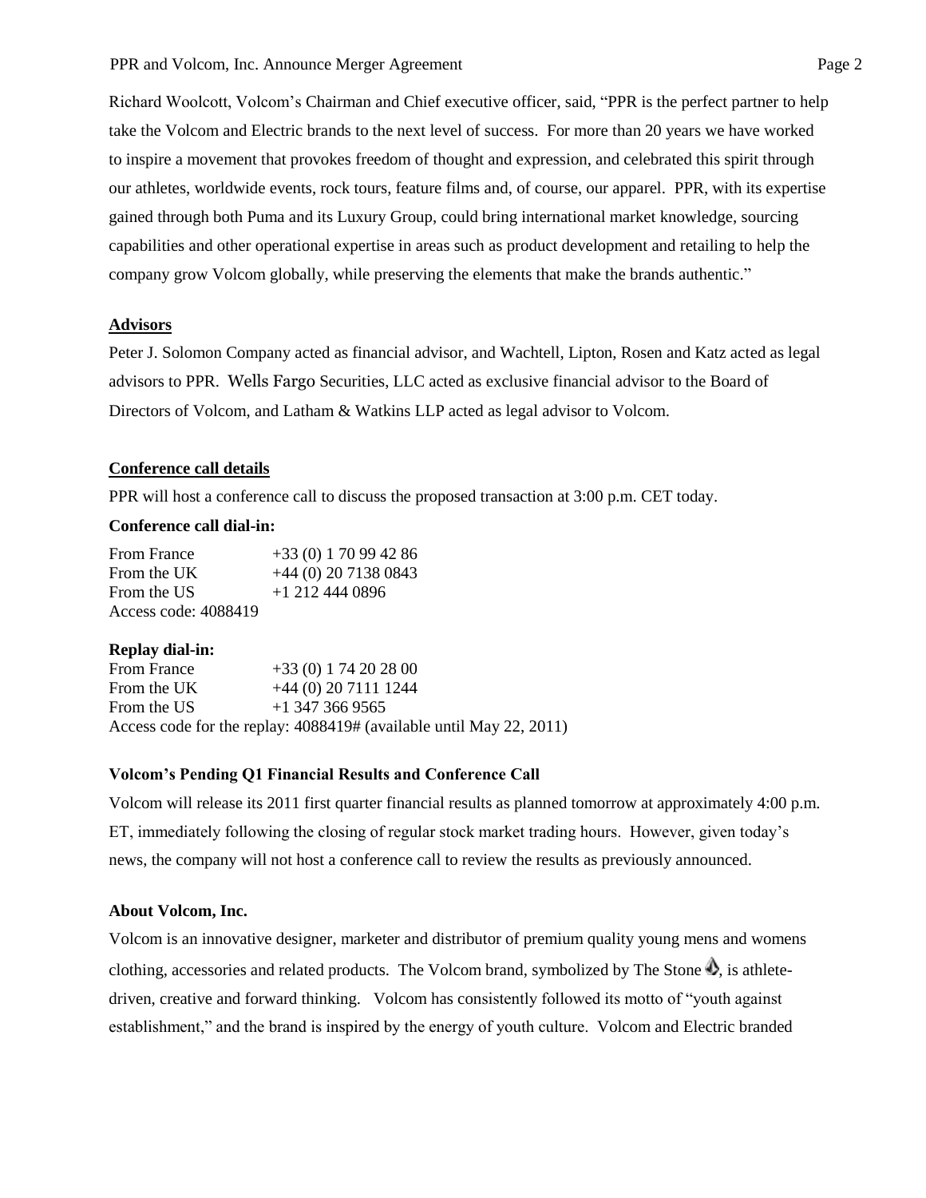Richard Woolcott, Volcom's Chairman and Chief executive officer, said, "PPR is the perfect partner to help take the Volcom and Electric brands to the next level of success. For more than 20 years we have worked to inspire a movement that provokes freedom of thought and expression, and celebrated this spirit through our athletes, worldwide events, rock tours, feature films and, of course, our apparel. PPR, with its expertise gained through both Puma and its Luxury Group, could bring international market knowledge, sourcing capabilities and other operational expertise in areas such as product development and retailing to help the company grow Volcom globally, while preserving the elements that make the brands authentic."

## Advisors

Peter J. Solomon Company acted as financial advisor, and Wachtell, Lipton, Rosen and Katz acted as legal advisors to PPR. Wells Fargo Securities, LLC acted as exclusive financial advisor to the Board of Directors of Volcom, and Latham & Watkins LLP acted as legal advisor to Volcom.

## Conference call details

PPR will host a conference call to discuss the proposed transaction at 3:00 p.m. CET today.

**Conference call dial-in:**

From France +33 (0) 1 70 99 42 86
From the UK +44 (0) 20 7138 0843
From the US +1 212 444 0896
Access code: 4088419

**Replay dial-in:**

From France +33 (0) 1 74 20 28 00
From the UK +44 (0) 20 7111 1244
From the US +1 347 366 9565
Access code for the replay: 4088419# (available until May 22, 2011)

### Volcom's Pending Q1 Financial Results and Conference Call

Volcom will release its 2011 first quarter financial results as planned tomorrow at approximately 4:00 p.m. ET, immediately following the closing of regular stock market trading hours. However, given today's news, the company will not host a conference call to review the results as previously announced.

### About Volcom, Inc.

Volcom is an innovative designer, marketer and distributor of premium quality young mens and womens clothing, accessories and related products. The Volcom brand, symbolized by The Stone, is athlete-driven, creative and forward thinking. Volcom has consistently followed its motto of "youth against establishment," and the brand is inspired by the energy of youth culture. Volcom and Electric branded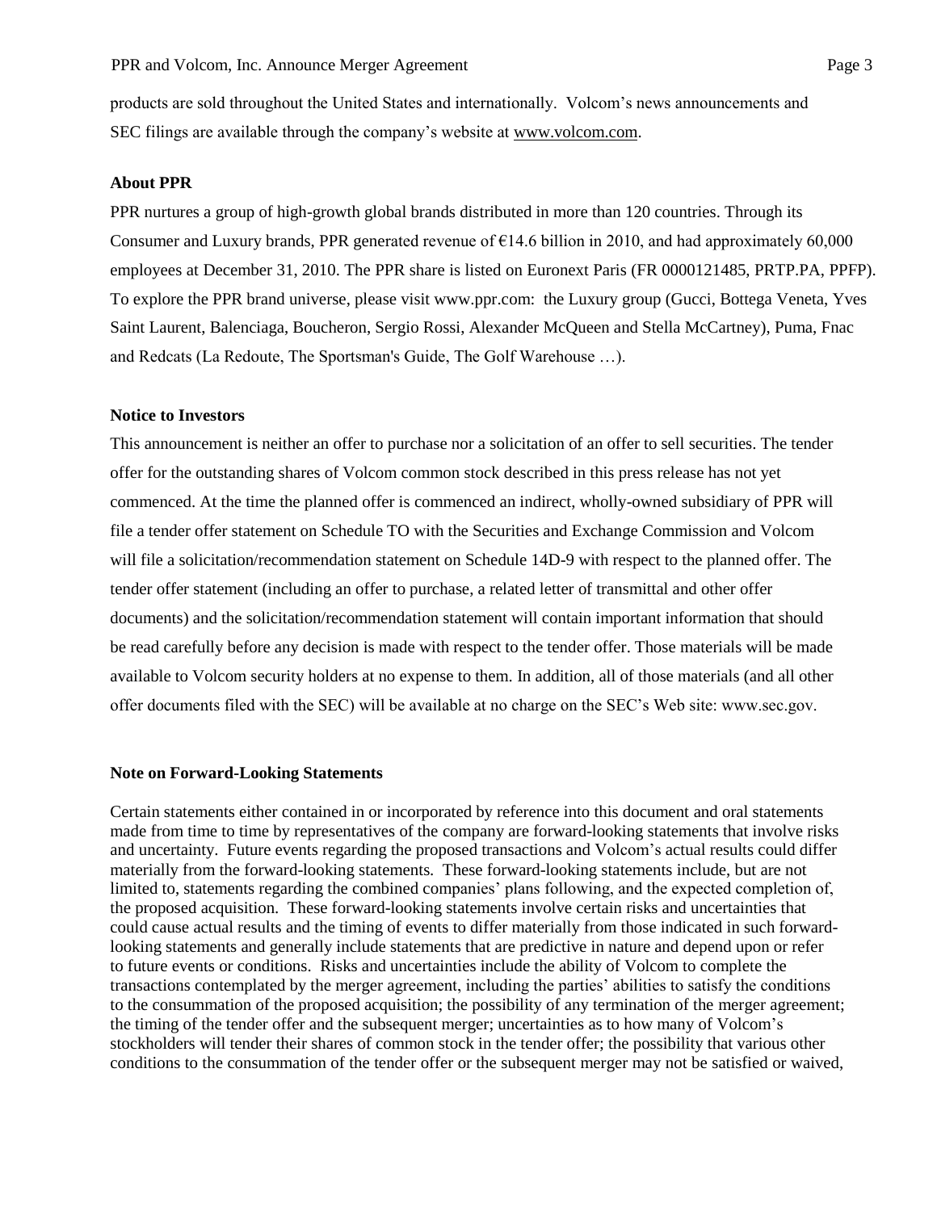products are sold throughout the United States and internationally. Volcom's news announcements and SEC filings are available through the company's website at www.volcom.com.

**About PPR**

PPR nurtures a group of high-growth global brands distributed in more than 120 countries. Through its Consumer and Luxury brands, PPR generated revenue of €14.6 billion in 2010, and had approximately 60,000 employees at December 31, 2010. The PPR share is listed on Euronext Paris (FR 0000121485, PRTP.PA, PPFP). To explore the PPR brand universe, please visit www.ppr.com: the Luxury group (Gucci, Bottega Veneta, Yves Saint Laurent, Balenciaga, Boucheron, Sergio Rossi, Alexander McQueen and Stella McCartney), Puma, Fnac and Redcats (La Redoute, The Sportsman's Guide, The Golf Warehouse …).

**Notice to Investors**

This announcement is neither an offer to purchase nor a solicitation of an offer to sell securities. The tender offer for the outstanding shares of Volcom common stock described in this press release has not yet commenced. At the time the planned offer is commenced an indirect, wholly-owned subsidiary of PPR will file a tender offer statement on Schedule TO with the Securities and Exchange Commission and Volcom will file a solicitation/recommendation statement on Schedule 14D-9 with respect to the planned offer. The tender offer statement (including an offer to purchase, a related letter of transmittal and other offer documents) and the solicitation/recommendation statement will contain important information that should be read carefully before any decision is made with respect to the tender offer. Those materials will be made available to Volcom security holders at no expense to them. In addition, all of those materials (and all other offer documents filed with the SEC) will be available at no charge on the SEC's Web site: www.sec.gov.

**Note on Forward-Looking Statements**

Certain statements either contained in or incorporated by reference into this document and oral statements made from time to time by representatives of the company are forward-looking statements that involve risks and uncertainty. Future events regarding the proposed transactions and Volcom's actual results could differ materially from the forward-looking statements. These forward-looking statements include, but are not limited to, statements regarding the combined companies' plans following, and the expected completion of, the proposed acquisition. These forward-looking statements involve certain risks and uncertainties that could cause actual results and the timing of events to differ materially from those indicated in such forward-looking statements and generally include statements that are predictive in nature and depend upon or refer to future events or conditions. Risks and uncertainties include the ability of Volcom to complete the transactions contemplated by the merger agreement, including the parties' abilities to satisfy the conditions to the consummation of the proposed acquisition; the possibility of any termination of the merger agreement; the timing of the tender offer and the subsequent merger; uncertainties as to how many of Volcom's stockholders will tender their shares of common stock in the tender offer; the possibility that various other conditions to the consummation of the tender offer or the subsequent merger may not be satisfied or waived,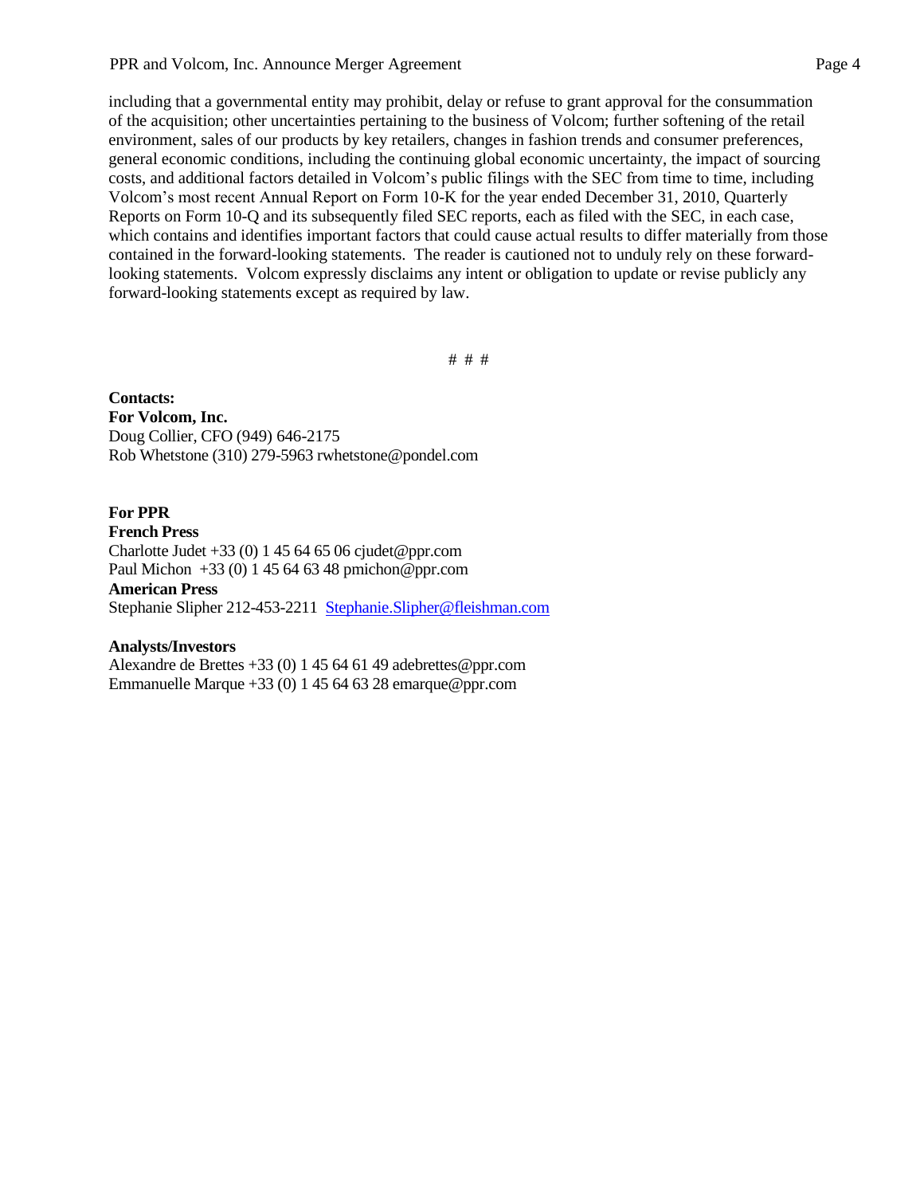including that a governmental entity may prohibit, delay or refuse to grant approval for the consummation of the acquisition; other uncertainties pertaining to the business of Volcom; further softening of the retail environment, sales of our products by key retailers, changes in fashion trends and consumer preferences, general economic conditions, including the continuing global economic uncertainty, the impact of sourcing costs, and additional factors detailed in Volcom's public filings with the SEC from time to time, including Volcom's most recent Annual Report on Form 10-K for the year ended December 31, 2010, Quarterly Reports on Form 10-Q and its subsequently filed SEC reports, each as filed with the SEC, in each case, which contains and identifies important factors that could cause actual results to differ materially from those contained in the forward-looking statements. The reader is cautioned not to unduly rely on these forward-looking statements. Volcom expressly disclaims any intent or obligation to update or revise publicly any forward-looking statements except as required by law.

# # #

**Contacts:**
**For Volcom, Inc.**
Doug Collier, CFO (949) 646-2175
Rob Whetstone (310) 279-5963 rwhetstone@pondel.com

**For PPR**
**French Press**
Charlotte Judet +33 (0) 1 45 64 65 06 cjudet@ppr.com
Paul Michon +33 (0) 1 45 64 63 48 pmichon@ppr.com
**American Press**
Stephanie Slipher 212-453-2211 Stephanie.Slipher@fleishman.com

**Analysts/Investors**
Alexandre de Brettes +33 (0) 1 45 64 61 49 adebrettes@ppr.com
Emmanuelle Marque +33 (0) 1 45 64 63 28 emarque@ppr.com